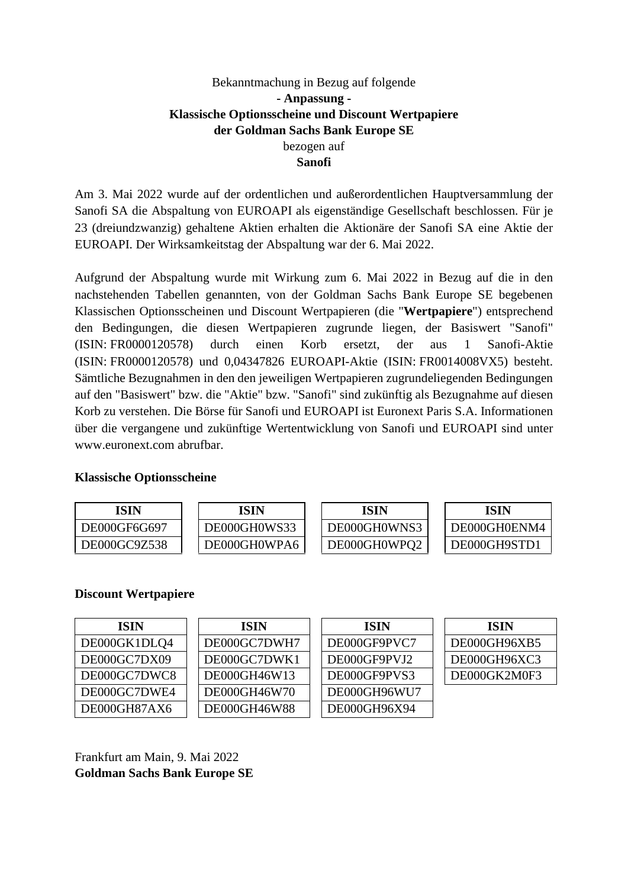Bekanntmachung in Bezug auf folgende

**- Anpassung -**

**Klassische Optionsscheine und Discount Wertpapiere**

**der Goldman Sachs Bank Europe SE**

bezogen auf

**Sanofi**

Am 3. Mai 2022 wurde auf der ordentlichen und außerordentlichen Hauptversammlung der Sanofi SA die Abspaltung von EUROAPI als eigenständige Gesellschaft beschlossen. Für je 23 (dreiundzwanzig) gehaltene Aktien erhalten die Aktionäre der Sanofi SA eine Aktie der EUROAPI. Der Wirksamkeitstag der Abspaltung war der 6. Mai 2022.

Aufgrund der Abspaltung wurde mit Wirkung zum 6. Mai 2022 in Bezug auf die in den nachstehenden Tabellen genannten, von der Goldman Sachs Bank Europe SE begebenen Klassischen Optionsscheinen und Discount Wertpapieren (die "**Wertpapiere**") entsprechend den Bedingungen, die diesen Wertpapieren zugrunde liegen, der Basiswert "Sanofi" (ISIN: FR0000120578) durch einen Korb ersetzt, der aus 1 Sanofi-Aktie (ISIN: FR0000120578) und 0,04347826 EUROAPI-Aktie (ISIN: FR0014008VX5) besteht. Sämtliche Bezugnahmen in den den jeweiligen Wertpapieren zugrundeliegenden Bedingungen auf den "Basiswert" bzw. die "Aktie" bzw. "Sanofi" sind zukünftig als Bezugnahme auf diesen Korb zu verstehen. Die Börse für Sanofi und EUROAPI ist Euronext Paris S.A. Informationen über die vergangene und zukünftige Wertentwicklung von Sanofi und EUROAPI sind unter www.euronext.com abrufbar.

**Klassische Optionsscheine**

| ISIN |
|---|
| DE000GF6G697 |
| DE000GC9Z538 |

| ISIN |
|---|
| DE000GH0WS33 |
| DE000GH0WPA6 |

| ISIN |
|---|
| DE000GH0WNS3 |
| DE000GH0WPQ2 |

| ISIN |
|---|
| DE000GH0ENM4 |
| DE000GH9STD1 |

**Discount Wertpapiere**

| ISIN |
|---|
| DE000GK1DLQ4 |
| DE000GC7DX09 |
| DE000GC7DWC8 |
| DE000GC7DWE4 |
| DE000GH87AX6 |

| ISIN |
|---|
| DE000GC7DWH7 |
| DE000GC7DWK1 |
| DE000GH46W13 |
| DE000GH46W70 |
| DE000GH46W88 |

| ISIN |
|---|
| DE000GF9PVC7 |
| DE000GF9PVJ2 |
| DE000GF9PVS3 |
| DE000GH96WU7 |
| DE000GH96X94 |

| ISIN |
|---|
| DE000GH96XB5 |
| DE000GH96XC3 |
| DE000GK2M0F3 |

Frankfurt am Main, 9. Mai 2022

**Goldman Sachs Bank Europe SE**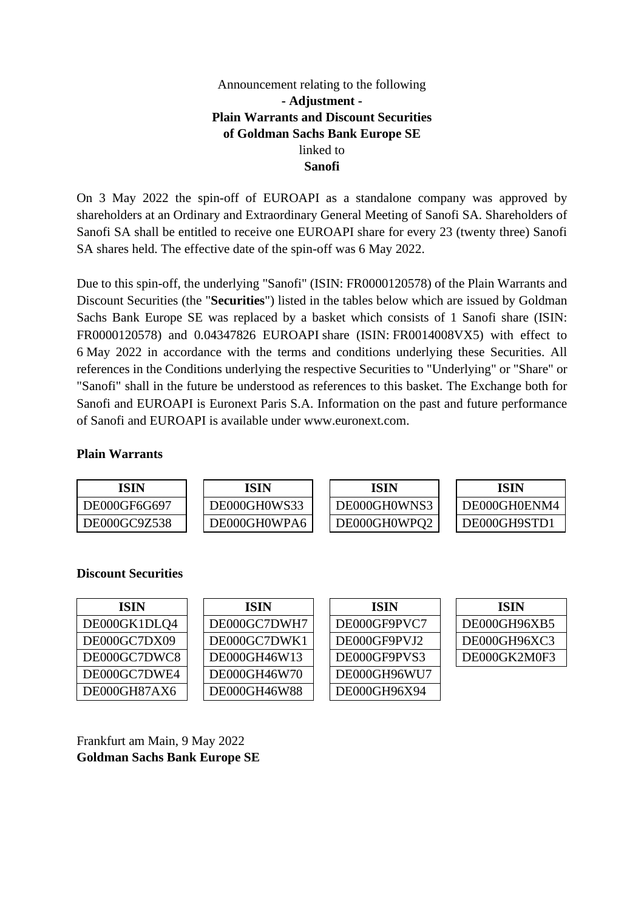Announcement relating to the following
**- Adjustment -**
**Plain Warrants and Discount Securities**
**of Goldman Sachs Bank Europe SE**
linked to
**Sanofi**

On 3 May 2022 the spin-off of EUROAPI as a standalone company was approved by shareholders at an Ordinary and Extraordinary General Meeting of Sanofi SA. Shareholders of Sanofi SA shall be entitled to receive one EUROAPI share for every 23 (twenty three) Sanofi SA shares held. The effective date of the spin-off was 6 May 2022.

Due to this spin-off, the underlying "Sanofi" (ISIN: FR0000120578) of the Plain Warrants and Discount Securities (the "**Securities**") listed in the tables below which are issued by Goldman Sachs Bank Europe SE was replaced by a basket which consists of 1 Sanofi share (ISIN: FR0000120578) and 0.04347826 EUROAPI share (ISIN: FR0014008VX5) with effect to 6 May 2022 in accordance with the terms and conditions underlying these Securities. All references in the Conditions underlying the respective Securities to "Underlying" or "Share" or "Sanofi" shall in the future be understood as references to this basket. The Exchange both for Sanofi and EUROAPI is Euronext Paris S.A. Information on the past and future performance of Sanofi and EUROAPI is available under www.euronext.com.

**Plain Warrants**

| ISIN | ISIN | ISIN | ISIN |
|---|---|---|---|
| DE000GF6G697 | DE000GH0WS33 | DE000GH0WNS3 | DE000GH0ENM4 |
| DE000GC9Z538 | DE000GH0WPA6 | DE000GH0WPQ2 | DE000GH9STD1 |

**Discount Securities**

| ISIN | ISIN | ISIN | ISIN |
|---|---|---|---|
| DE000GK1DLQ4 | DE000GC7DWH7 | DE000GF9PVC7 | DE000GH96XB5 |
| DE000GC7DX09 | DE000GC7DWK1 | DE000GF9PVJ2 | DE000GH96XC3 |
| DE000GC7DWC8 | DE000GH46W13 | DE000GF9PVS3 | DE000GK2M0F3 |
| DE000GC7DWE4 | DE000GH46W70 | DE000GH96WU7 | |
| DE000GH87AX6 | DE000GH46W88 | DE000GH96X94 | |

Frankfurt am Main, 9 May 2022
**Goldman Sachs Bank Europe SE**